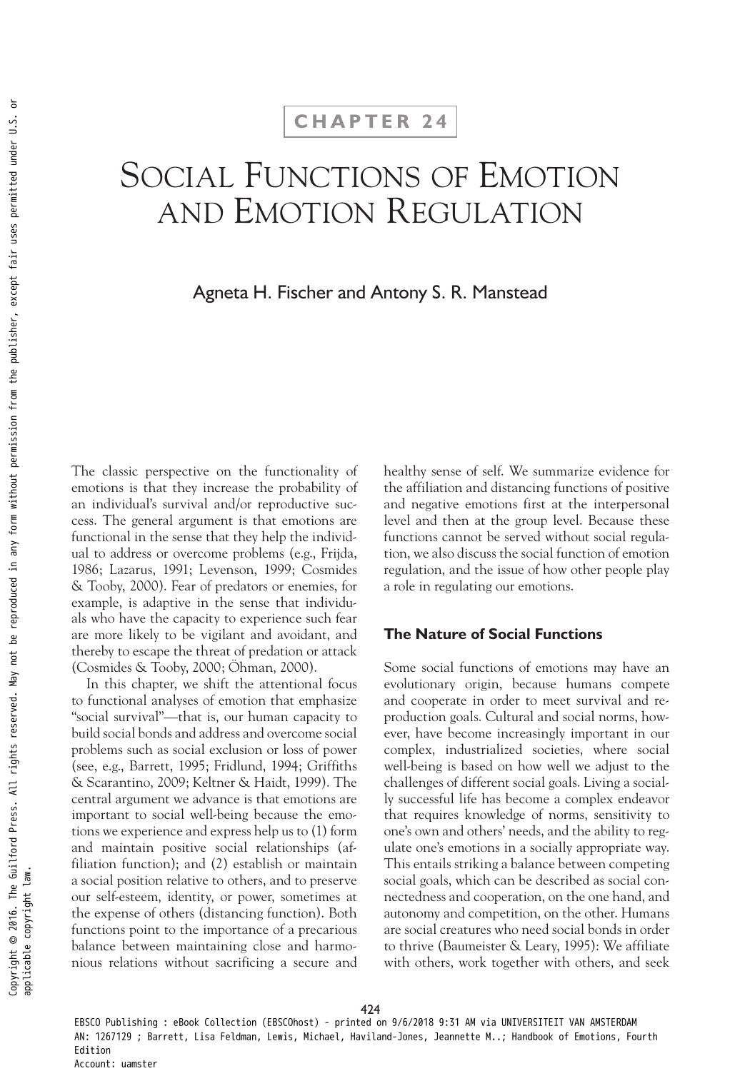CHAPTER 24

# Social Functions of Emotion and Emotion Regulation

Agneta H. Fischer and Antony S. R. Manstead

The classic perspective on the functionality of emotions is that they increase the probability of an individual's survival and/or reproductive success. The general argument is that emotions are functional in the sense that they help the individual to address or overcome problems (e.g., Frijda, 1986; Lazarus, 1991; Levenson, 1999; Cosmides & Tooby, 2000). Fear of predators or enemies, for example, is adaptive in the sense that individuals who have the capacity to experience such fear are more likely to be vigilant and avoidant, and thereby to escape the threat of predation or attack (Cosmides & Tooby, 2000; Öhman, 2000).

In this chapter, we shift the attentional focus to functional analyses of emotion that emphasize "social survival"—that is, our human capacity to build social bonds and address and overcome social problems such as social exclusion or loss of power (see, e.g., Barrett, 1995; Fridlund, 1994; Griffiths & Scarantino, 2009; Keltner & Haidt, 1999). The central argument we advance is that emotions are important to social well-being because the emotions we experience and express help us to (1) form and maintain positive social relationships (affiliation function); and (2) establish or maintain a social position relative to others, and to preserve our self-esteem, identity, or power, sometimes at the expense of others (distancing function). Both functions point to the importance of a precarious balance between maintaining close and harmonious relations without sacrificing a secure and healthy sense of self. We summarize evidence for the affiliation and distancing functions of positive and negative emotions first at the interpersonal level and then at the group level. Because these functions cannot be served without social regulation, we also discuss the social function of emotion regulation, and the issue of how other people play a role in regulating our emotions.

## The Nature of Social Functions

Some social functions of emotions may have an evolutionary origin, because humans compete and cooperate in order to meet survival and reproduction goals. Cultural and social norms, however, have become increasingly important in our complex, industrialized societies, where social well-being is based on how well we adjust to the challenges of different social goals. Living a socially successful life has become a complex endeavor that requires knowledge of norms, sensitivity to one's own and others' needs, and the ability to regulate one's emotions in a socially appropriate way. This entails striking a balance between competing social goals, which can be described as social connectedness and cooperation, on the one hand, and autonomy and competition, on the other. Humans are social creatures who need social bonds in order to thrive (Baumeister & Leary, 1995): We affiliate with others, work together with others, and seek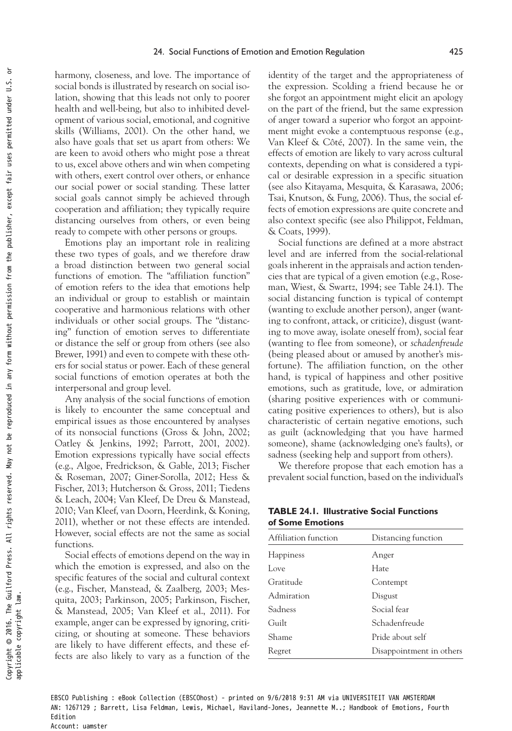harmony, closeness, and love. The importance of social bonds is illustrated by research on social isolation, showing that this leads not only to poorer health and well-being, but also to inhibited development of various social, emotional, and cognitive skills (Williams, 2001). On the other hand, we also have goals that set us apart from others: We are keen to avoid others who might pose a threat to us, excel above others and win when competing with others, exert control over others, or enhance our social power or social standing. These latter social goals cannot simply be achieved through cooperation and affiliation; they typically require distancing ourselves from others, or even being ready to compete with other persons or groups.

Emotions play an important role in realizing these two types of goals, and we therefore draw a broad distinction between two general social functions of emotion. The "affiliation function" of emotion refers to the idea that emotions help an individual or group to establish or maintain cooperative and harmonious relations with other individuals or other social groups. The "distancing" function of emotion serves to differentiate or distance the self or group from others (see also Brewer, 1991) and even to compete with these others for social status or power. Each of these general social functions of emotion operates at both the interpersonal and group level.

Any analysis of the social functions of emotion is likely to encounter the same conceptual and empirical issues as those encountered by analyses of its nonsocial functions (Gross & John, 2002; Oatley & Jenkins, 1992; Parrott, 2001, 2002). Emotion expressions typically have social effects (e.g., Algoe, Fredrickson, & Gable, 2013; Fischer & Roseman, 2007; Giner-Sorolla, 2012; Hess & Fischer, 2013; Hutcherson & Gross, 2011; Tiedens & Leach, 2004; Van Kleef, De Dreu & Manstead, 2010; Van Kleef, van Doorn, Heerdink, & Koning, 2011), whether or not these effects are intended. However, social effects are not the same as social functions.

Social effects of emotions depend on the way in which the emotion is expressed, and also on the specific features of the social and cultural context (e.g., Fischer, Manstead, & Zaalberg, 2003; Mesquita, 2003; Parkinson, 2005; Parkinson, Fischer, & Manstead, 2005; Van Kleef et al., 2011). For example, anger can be expressed by ignoring, criticizing, or shouting at someone. These behaviors are likely to have different effects, and these effects are also likely to vary as a function of the identity of the target and the appropriateness of the expression. Scolding a friend because he or she forgot an appointment might elicit an apology on the part of the friend, but the same expression of anger toward a superior who forgot an appointment might evoke a contemptuous response (e.g., Van Kleef & Côté, 2007). In the same vein, the effects of emotion are likely to vary across cultural contexts, depending on what is considered a typical or desirable expression in a specific situation (see also Kitayama, Mesquita, & Karasawa, 2006; Tsai, Knutson, & Fung, 2006). Thus, the social effects of emotion expressions are quite concrete and also context specific (see also Philippot, Feldman, & Coats, 1999).

Social functions are defined at a more abstract level and are inferred from the social-relational goals inherent in the appraisals and action tendencies that are typical of a given emotion (e.g., Roseman, Wiest, & Swartz, 1994; see Table 24.1). The social distancing function is typical of contempt (wanting to exclude another person), anger (wanting to confront, attack, or criticize), disgust (wanting to move away, isolate oneself from), social fear (wanting to flee from someone), or *schadenfreude* (being pleased about or amused by another's misfortune). The affiliation function, on the other hand, is typical of happiness and other positive emotions, such as gratitude, love, or admiration (sharing positive experiences with or communicating positive experiences to others), but is also characteristic of certain negative emotions, such as guilt (acknowledging that you have harmed someone), shame (acknowledging one's faults), or sadness (seeking help and support from others).

We therefore propose that each emotion has a prevalent social function, based on the individual's

**TABLE 24.1. Illustrative Social Functions of Some Emotions**

| Affiliation function | Distancing function |
|---|---|
| Happiness | Anger |
| Love | Hate |
| Gratitude | Contempt |
| Admiration | Disgust |
| Sadness | Social fear |
| Guilt | Schadenfreude |
| Shame | Pride about self |
| Regret | Disappointment in others |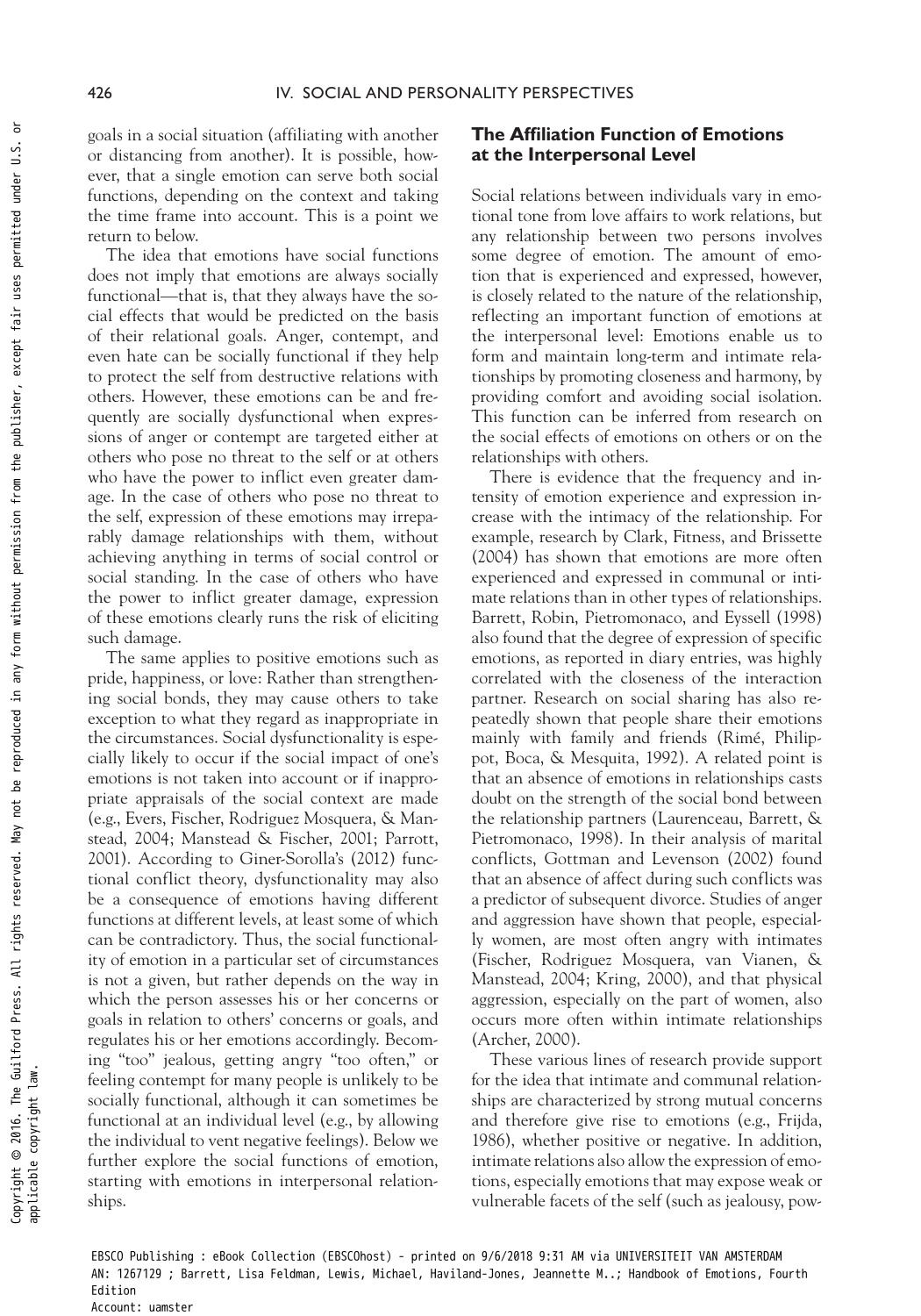goals in a social situation (affiliating with another or distancing from another). It is possible, however, that a single emotion can serve both social functions, depending on the context and taking the time frame into account. This is a point we return to below.

The idea that emotions have social functions does not imply that emotions are always socially functional—that is, that they always have the social effects that would be predicted on the basis of their relational goals. Anger, contempt, and even hate can be socially functional if they help to protect the self from destructive relations with others. However, these emotions can be and frequently are socially dysfunctional when expressions of anger or contempt are targeted either at others who pose no threat to the self or at others who have the power to inflict even greater damage. In the case of others who pose no threat to the self, expression of these emotions may irreparably damage relationships with them, without achieving anything in terms of social control or social standing. In the case of others who have the power to inflict greater damage, expression of these emotions clearly runs the risk of eliciting such damage.

The same applies to positive emotions such as pride, happiness, or love: Rather than strengthening social bonds, they may cause others to take exception to what they regard as inappropriate in the circumstances. Social dysfunctionality is especially likely to occur if the social impact of one's emotions is not taken into account or if inappropriate appraisals of the social context are made (e.g., Evers, Fischer, Rodriguez Mosquera, & Manstead, 2004; Manstead & Fischer, 2001; Parrott, 2001). According to Giner-Sorolla's (2012) functional conflict theory, dysfunctionality may also be a consequence of emotions having different functions at different levels, at least some of which can be contradictory. Thus, the social functionality of emotion in a particular set of circumstances is not a given, but rather depends on the way in which the person assesses his or her concerns or goals in relation to others' concerns or goals, and regulates his or her emotions accordingly. Becoming "too" jealous, getting angry "too often," or feeling contempt for many people is unlikely to be socially functional, although it can sometimes be functional at an individual level (e.g., by allowing the individual to vent negative feelings). Below we further explore the social functions of emotion, starting with emotions in interpersonal relationships.

## The Affiliation Function of Emotions at the Interpersonal Level

Social relations between individuals vary in emotional tone from love affairs to work relations, but any relationship between two persons involves some degree of emotion. The amount of emotion that is experienced and expressed, however, is closely related to the nature of the relationship, reflecting an important function of emotions at the interpersonal level: Emotions enable us to form and maintain long-term and intimate relationships by promoting closeness and harmony, by providing comfort and avoiding social isolation. This function can be inferred from research on the social effects of emotions on others or on the relationships with others.

There is evidence that the frequency and intensity of emotion experience and expression increase with the intimacy of the relationship. For example, research by Clark, Fitness, and Brissette (2004) has shown that emotions are more often experienced and expressed in communal or intimate relations than in other types of relationships. Barrett, Robin, Pietromonaco, and Eyssell (1998) also found that the degree of expression of specific emotions, as reported in diary entries, was highly correlated with the closeness of the interaction partner. Research on social sharing has also repeatedly shown that people share their emotions mainly with family and friends (Rimé, Philippot, Boca, & Mesquita, 1992). A related point is that an absence of emotions in relationships casts doubt on the strength of the social bond between the relationship partners (Laurenceau, Barrett, & Pietromonaco, 1998). In their analysis of marital conflicts, Gottman and Levenson (2002) found that an absence of affect during such conflicts was a predictor of subsequent divorce. Studies of anger and aggression have shown that people, especially women, are most often angry with intimates (Fischer, Rodriguez Mosquera, van Vianen, & Manstead, 2004; Kring, 2000), and that physical aggression, especially on the part of women, also occurs more often within intimate relationships (Archer, 2000).

These various lines of research provide support for the idea that intimate and communal relationships are characterized by strong mutual concerns and therefore give rise to emotions (e.g., Frijda, 1986), whether positive or negative. In addition, intimate relations also allow the expression of emotions, especially emotions that may expose weak or vulnerable facets of the self (such as jealousy, pow-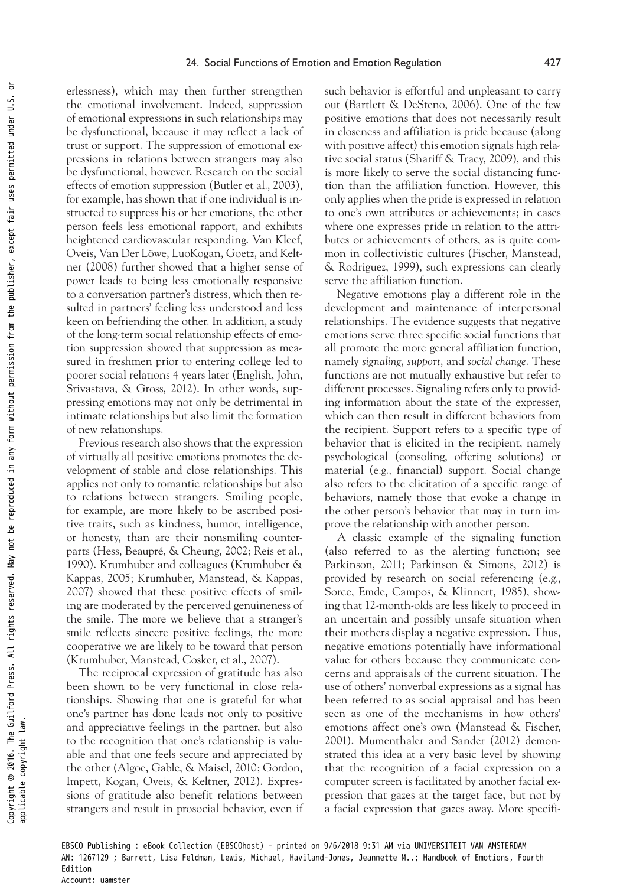erlessness), which may then further strengthen the emotional involvement. Indeed, suppression of emotional expressions in such relationships may be dysfunctional, because it may reflect a lack of trust or support. The suppression of emotional expressions in relations between strangers may also be dysfunctional, however. Research on the social effects of emotion suppression (Butler et al., 2003), for example, has shown that if one individual is instructed to suppress his or her emotions, the other person feels less emotional rapport, and exhibits heightened cardiovascular responding. Van Kleef, Oveis, Van Der Löwe, LuoKogan, Goetz, and Keltner (2008) further showed that a higher sense of power leads to being less emotionally responsive to a conversation partner's distress, which then resulted in partners' feeling less understood and less keen on befriending the other. In addition, a study of the long-term social relationship effects of emotion suppression showed that suppression as measured in freshmen prior to entering college led to poorer social relations 4 years later (English, John, Srivastava, & Gross, 2012). In other words, suppressing emotions may not only be detrimental in intimate relationships but also limit the formation of new relationships.

Previous research also shows that the expression of virtually all positive emotions promotes the development of stable and close relationships. This applies not only to romantic relationships but also to relations between strangers. Smiling people, for example, are more likely to be ascribed positive traits, such as kindness, humor, intelligence, or honesty, than are their nonsmiling counterparts (Hess, Beaupré, & Cheung, 2002; Reis et al., 1990). Krumhuber and colleagues (Krumhuber & Kappas, 2005; Krumhuber, Manstead, & Kappas, 2007) showed that these positive effects of smiling are moderated by the perceived genuineness of the smile. The more we believe that a stranger's smile reflects sincere positive feelings, the more cooperative we are likely to be toward that person (Krumhuber, Manstead, Cosker, et al., 2007).

The reciprocal expression of gratitude has also been shown to be very functional in close relationships. Showing that one is grateful for what one's partner has done leads not only to positive and appreciative feelings in the partner, but also to the recognition that one's relationship is valuable and that one feels secure and appreciated by the other (Algoe, Gable, & Maisel, 2010; Gordon, Impett, Kogan, Oveis, & Keltner, 2012). Expressions of gratitude also benefit relations between strangers and result in prosocial behavior, even if such behavior is effortful and unpleasant to carry out (Bartlett & DeSteno, 2006). One of the few positive emotions that does not necessarily result in closeness and affiliation is pride because (along with positive affect) this emotion signals high relative social status (Shariff & Tracy, 2009), and this is more likely to serve the social distancing function than the affiliation function. However, this only applies when the pride is expressed in relation to one's own attributes or achievements; in cases where one expresses pride in relation to the attributes or achievements of others, as is quite common in collectivistic cultures (Fischer, Manstead, & Rodriguez, 1999), such expressions can clearly serve the affiliation function.

Negative emotions play a different role in the development and maintenance of interpersonal relationships. The evidence suggests that negative emotions serve three specific social functions that all promote the more general affiliation function, namely *signaling*, *support*, and *social change*. These functions are not mutually exhaustive but refer to different processes. Signaling refers only to providing information about the state of the expresser, which can then result in different behaviors from the recipient. Support refers to a specific type of behavior that is elicited in the recipient, namely psychological (consoling, offering solutions) or material (e.g., financial) support. Social change also refers to the elicitation of a specific range of behaviors, namely those that evoke a change in the other person's behavior that may in turn improve the relationship with another person.

A classic example of the signaling function (also referred to as the alerting function; see Parkinson, 2011; Parkinson & Simons, 2012) is provided by research on social referencing (e.g., Sorce, Emde, Campos, & Klinnert, 1985), showing that 12-month-olds are less likely to proceed in an uncertain and possibly unsafe situation when their mothers display a negative expression. Thus, negative emotions potentially have informational value for others because they communicate concerns and appraisals of the current situation. The use of others' nonverbal expressions as a signal has been referred to as social appraisal and has been seen as one of the mechanisms in how others' emotions affect one's own (Manstead & Fischer, 2001). Mumenthaler and Sander (2012) demonstrated this idea at a very basic level by showing that the recognition of a facial expression on a computer screen is facilitated by another facial expression that gazes at the target face, but not by a facial expression that gazes away. More specifi-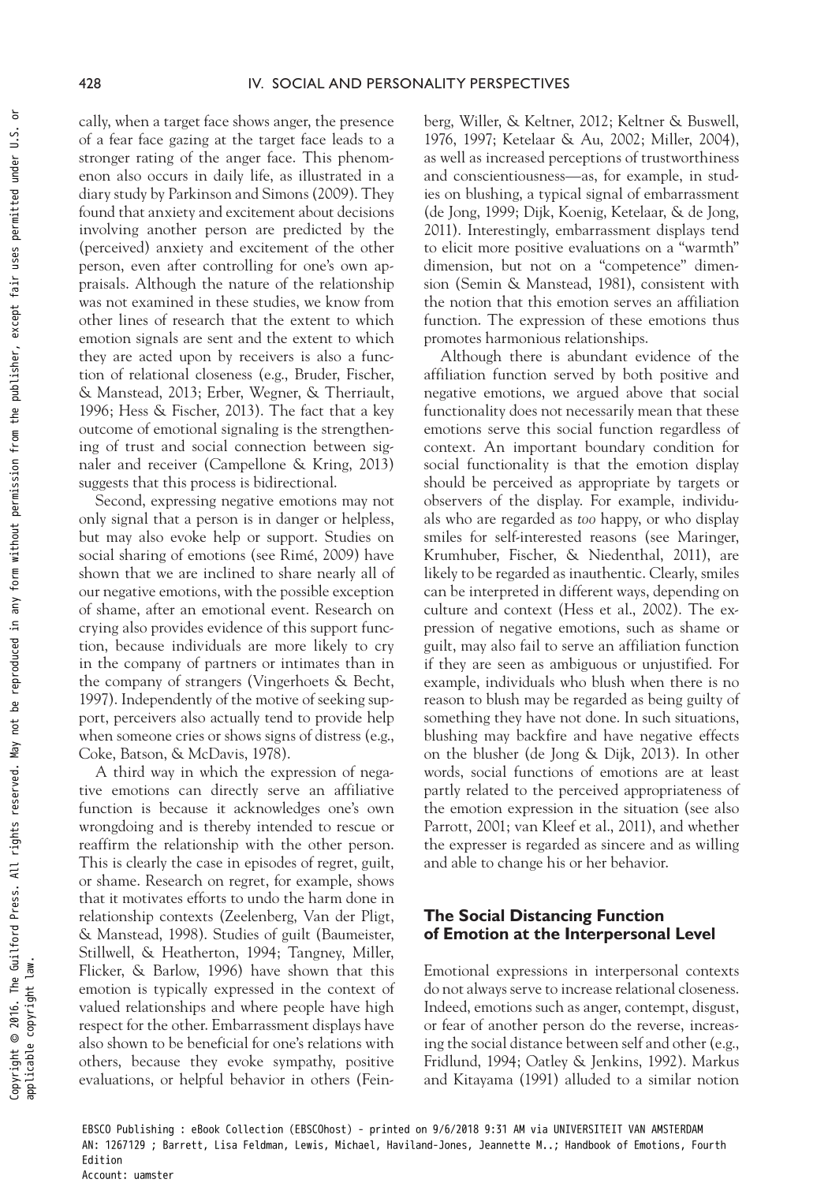cally, when a target face shows anger, the presence of a fear face gazing at the target face leads to a stronger rating of the anger face. This phenomenon also occurs in daily life, as illustrated in a diary study by Parkinson and Simons (2009). They found that anxiety and excitement about decisions involving another person are predicted by the (perceived) anxiety and excitement of the other person, even after controlling for one's own appraisals. Although the nature of the relationship was not examined in these studies, we know from other lines of research that the extent to which emotion signals are sent and the extent to which they are acted upon by receivers is also a function of relational closeness (e.g., Bruder, Fischer, & Manstead, 2013; Erber, Wegner, & Therriault, 1996; Hess & Fischer, 2013). The fact that a key outcome of emotional signaling is the strengthening of trust and social connection between signaler and receiver (Campellone & Kring, 2013) suggests that this process is bidirectional.

Second, expressing negative emotions may not only signal that a person is in danger or helpless, but may also evoke help or support. Studies on social sharing of emotions (see Rimé, 2009) have shown that we are inclined to share nearly all of our negative emotions, with the possible exception of shame, after an emotional event. Research on crying also provides evidence of this support function, because individuals are more likely to cry in the company of partners or intimates than in the company of strangers (Vingerhoets & Becht, 1997). Independently of the motive of seeking support, perceivers also actually tend to provide help when someone cries or shows signs of distress (e.g., Coke, Batson, & McDavis, 1978).

A third way in which the expression of negative emotions can directly serve an affiliative function is because it acknowledges one's own wrongdoing and is thereby intended to rescue or reaffirm the relationship with the other person. This is clearly the case in episodes of regret, guilt, or shame. Research on regret, for example, shows that it motivates efforts to undo the harm done in relationship contexts (Zeelenberg, Van der Pligt, & Manstead, 1998). Studies of guilt (Baumeister, Stillwell, & Heatherton, 1994; Tangney, Miller, Flicker, & Barlow, 1996) have shown that this emotion is typically expressed in the context of valued relationships and where people have high respect for the other. Embarrassment displays have also shown to be beneficial for one's relations with others, because they evoke sympathy, positive evaluations, or helpful behavior in others (Feinberg, Willer, & Keltner, 2012; Keltner & Buswell, 1976, 1997; Ketelaar & Au, 2002; Miller, 2004), as well as increased perceptions of trustworthiness and conscientiousness—as, for example, in studies on blushing, a typical signal of embarrassment (de Jong, 1999; Dijk, Koenig, Ketelaar, & de Jong, 2011). Interestingly, embarrassment displays tend to elicit more positive evaluations on a "warmth" dimension, but not on a "competence" dimension (Semin & Manstead, 1981), consistent with the notion that this emotion serves an affiliation function. The expression of these emotions thus promotes harmonious relationships.

Although there is abundant evidence of the affiliation function served by both positive and negative emotions, we argued above that social functionality does not necessarily mean that these emotions serve this social function regardless of context. An important boundary condition for social functionality is that the emotion display should be perceived as appropriate by targets or observers of the display. For example, individuals who are regarded as *too* happy, or who display smiles for self-interested reasons (see Maringer, Krumhuber, Fischer, & Niedenthal, 2011), are likely to be regarded as inauthentic. Clearly, smiles can be interpreted in different ways, depending on culture and context (Hess et al., 2002). The expression of negative emotions, such as shame or guilt, may also fail to serve an affiliation function if they are seen as ambiguous or unjustified. For example, individuals who blush when there is no reason to blush may be regarded as being guilty of something they have not done. In such situations, blushing may backfire and have negative effects on the blusher (de Jong & Dijk, 2013). In other words, social functions of emotions are at least partly related to the perceived appropriateness of the emotion expression in the situation (see also Parrott, 2001; van Kleef et al., 2011), and whether the expresser is regarded as sincere and as willing and able to change his or her behavior.

## The Social Distancing Function of Emotion at the Interpersonal Level

Emotional expressions in interpersonal contexts do not always serve to increase relational closeness. Indeed, emotions such as anger, contempt, disgust, or fear of another person do the reverse, increasing the social distance between self and other (e.g., Fridlund, 1994; Oatley & Jenkins, 1992). Markus and Kitayama (1991) alluded to a similar notion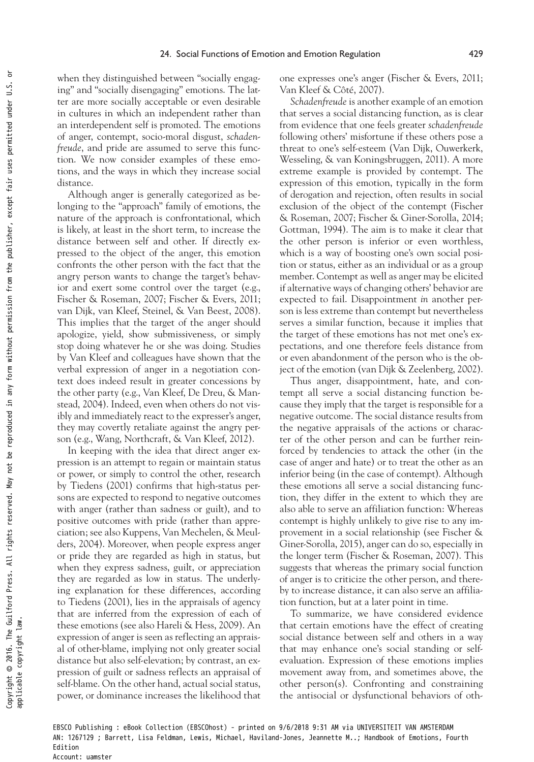when they distinguished between "socially engaging" and "socially disengaging" emotions. The latter are more socially acceptable or even desirable in cultures in which an independent rather than an interdependent self is promoted. The emotions of anger, contempt, socio-moral disgust, *schadenfreude*, and pride are assumed to serve this function. We now consider examples of these emotions, and the ways in which they increase social distance.

Although anger is generally categorized as belonging to the "approach" family of emotions, the nature of the approach is confrontational, which is likely, at least in the short term, to increase the distance between self and other. If directly expressed to the object of the anger, this emotion confronts the other person with the fact that the angry person wants to change the target's behavior and exert some control over the target (e.g., Fischer & Roseman, 2007; Fischer & Evers, 2011; van Dijk, van Kleef, Steinel, & Van Beest, 2008). This implies that the target of the anger should apologize, yield, show submissiveness, or simply stop doing whatever he or she was doing. Studies by Van Kleef and colleagues have shown that the verbal expression of anger in a negotiation context does indeed result in greater concessions by the other party (e.g., Van Kleef, De Dreu, & Manstead, 2004). Indeed, even when others do not visibly and immediately react to the expresser's anger, they may covertly retaliate against the angry person (e.g., Wang, Northcraft, & Van Kleef, 2012).

In keeping with the idea that direct anger expression is an attempt to regain or maintain status or power, or simply to control the other, research by Tiedens (2001) confirms that high-status persons are expected to respond to negative outcomes with anger (rather than sadness or guilt), and to positive outcomes with pride (rather than appreciation; see also Kuppens, Van Mechelen, & Meulders, 2004). Moreover, when people express anger or pride they are regarded as high in status, but when they express sadness, guilt, or appreciation they are regarded as low in status. The underlying explanation for these differences, according to Tiedens (2001), lies in the appraisals of agency that are inferred from the expression of each of these emotions (see also Hareli & Hess, 2009). An expression of anger is seen as reflecting an appraisal of other-blame, implying not only greater social distance but also self-elevation; by contrast, an expression of guilt or sadness reflects an appraisal of self-blame. On the other hand, actual social status, power, or dominance increases the likelihood that one expresses one's anger (Fischer & Evers, 2011; Van Kleef & Côté, 2007).

*Schadenfreude* is another example of an emotion that serves a social distancing function, as is clear from evidence that one feels greater *schadenfreude* following others' misfortune if these others pose a threat to one's self-esteem (Van Dijk, Ouwerkerk, Wesseling, & van Koningsbruggen, 2011). A more extreme example is provided by contempt. The expression of this emotion, typically in the form of derogation and rejection, often results in social exclusion of the object of the contempt (Fischer & Roseman, 2007; Fischer & Giner-Sorolla, 2014; Gottman, 1994). The aim is to make it clear that the other person is inferior or even worthless, which is a way of boosting one's own social position or status, either as an individual or as a group member. Contempt as well as anger may be elicited if alternative ways of changing others' behavior are expected to fail. Disappointment *in* another person is less extreme than contempt but nevertheless serves a similar function, because it implies that the target of these emotions has not met one's expectations, and one therefore feels distance from or even abandonment of the person who is the object of the emotion (van Dijk & Zeelenberg, 2002).

Thus anger, disappointment, hate, and contempt all serve a social distancing function because they imply that the target is responsible for a negative outcome. The social distance results from the negative appraisals of the actions or character of the other person and can be further reinforced by tendencies to attack the other (in the case of anger and hate) or to treat the other as an inferior being (in the case of contempt). Although these emotions all serve a social distancing function, they differ in the extent to which they are also able to serve an affiliation function: Whereas contempt is highly unlikely to give rise to any improvement in a social relationship (see Fischer & Giner-Sorolla, 2015), anger can do so, especially in the longer term (Fischer & Roseman, 2007). This suggests that whereas the primary social function of anger is to criticize the other person, and thereby to increase distance, it can also serve an affiliation function, but at a later point in time.

To summarize, we have considered evidence that certain emotions have the effect of creating social distance between self and others in a way that may enhance one's social standing or self-evaluation. Expression of these emotions implies movement away from, and sometimes above, the other person(s). Confronting and constraining the antisocial or dysfunctional behaviors of oth-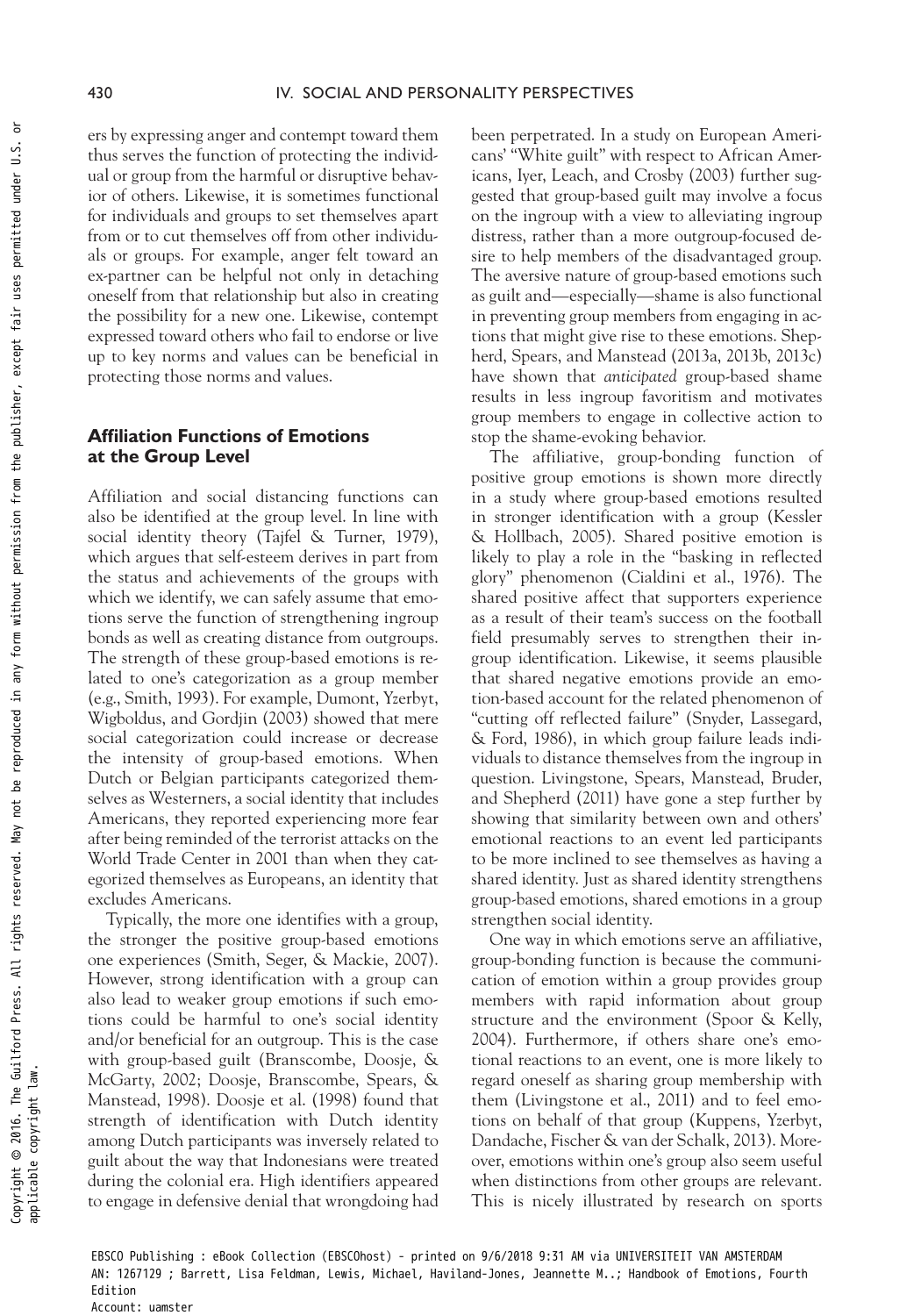ers by expressing anger and contempt toward them thus serves the function of protecting the individual or group from the harmful or disruptive behavior of others. Likewise, it is sometimes functional for individuals and groups to set themselves apart from or to cut themselves off from other individuals or groups. For example, anger felt toward an ex-partner can be helpful not only in detaching oneself from that relationship but also in creating the possibility for a new one. Likewise, contempt expressed toward others who fail to endorse or live up to key norms and values can be beneficial in protecting those norms and values.

## Affiliation Functions of Emotions at the Group Level

Affiliation and social distancing functions can also be identified at the group level. In line with social identity theory (Tajfel & Turner, 1979), which argues that self-esteem derives in part from the status and achievements of the groups with which we identify, we can safely assume that emotions serve the function of strengthening ingroup bonds as well as creating distance from outgroups. The strength of these group-based emotions is related to one's categorization as a group member (e.g., Smith, 1993). For example, Dumont, Yzerbyt, Wigboldus, and Gordjin (2003) showed that mere social categorization could increase or decrease the intensity of group-based emotions. When Dutch or Belgian participants categorized themselves as Westerners, a social identity that includes Americans, they reported experiencing more fear after being reminded of the terrorist attacks on the World Trade Center in 2001 than when they categorized themselves as Europeans, an identity that excludes Americans.

Typically, the more one identifies with a group, the stronger the positive group-based emotions one experiences (Smith, Seger, & Mackie, 2007). However, strong identification with a group can also lead to weaker group emotions if such emotions could be harmful to one's social identity and/or beneficial for an outgroup. This is the case with group-based guilt (Branscombe, Doosje, & McGarty, 2002; Doosje, Branscombe, Spears, & Manstead, 1998). Doosje et al. (1998) found that strength of identification with Dutch identity among Dutch participants was inversely related to guilt about the way that Indonesians were treated during the colonial era. High identifiers appeared to engage in defensive denial that wrongdoing had been perpetrated. In a study on European Americans' "White guilt" with respect to African Americans, Iyer, Leach, and Crosby (2003) further suggested that group-based guilt may involve a focus on the ingroup with a view to alleviating ingroup distress, rather than a more outgroup-focused desire to help members of the disadvantaged group. The aversive nature of group-based emotions such as guilt and—especially—shame is also functional in preventing group members from engaging in actions that might give rise to these emotions. Shepherd, Spears, and Manstead (2013a, 2013b, 2013c) have shown that *anticipated* group-based shame results in less ingroup favoritism and motivates group members to engage in collective action to stop the shame-evoking behavior.

The affiliative, group-bonding function of positive group emotions is shown more directly in a study where group-based emotions resulted in stronger identification with a group (Kessler & Hollbach, 2005). Shared positive emotion is likely to play a role in the "basking in reflected glory" phenomenon (Cialdini et al., 1976). The shared positive affect that supporters experience as a result of their team's success on the football field presumably serves to strengthen their ingroup identification. Likewise, it seems plausible that shared negative emotions provide an emotion-based account for the related phenomenon of "cutting off reflected failure" (Snyder, Lassegard, & Ford, 1986), in which group failure leads individuals to distance themselves from the ingroup in question. Livingstone, Spears, Manstead, Bruder, and Shepherd (2011) have gone a step further by showing that similarity between own and others' emotional reactions to an event led participants to be more inclined to see themselves as having a shared identity. Just as shared identity strengthens group-based emotions, shared emotions in a group strengthen social identity.

One way in which emotions serve an affiliative, group-bonding function is because the communication of emotion within a group provides group members with rapid information about group structure and the environment (Spoor & Kelly, 2004). Furthermore, if others share one's emotional reactions to an event, one is more likely to regard oneself as sharing group membership with them (Livingstone et al., 2011) and to feel emotions on behalf of that group (Kuppens, Yzerbyt, Dandache, Fischer & van der Schalk, 2013). Moreover, emotions within one's group also seem useful when distinctions from other groups are relevant. This is nicely illustrated by research on sports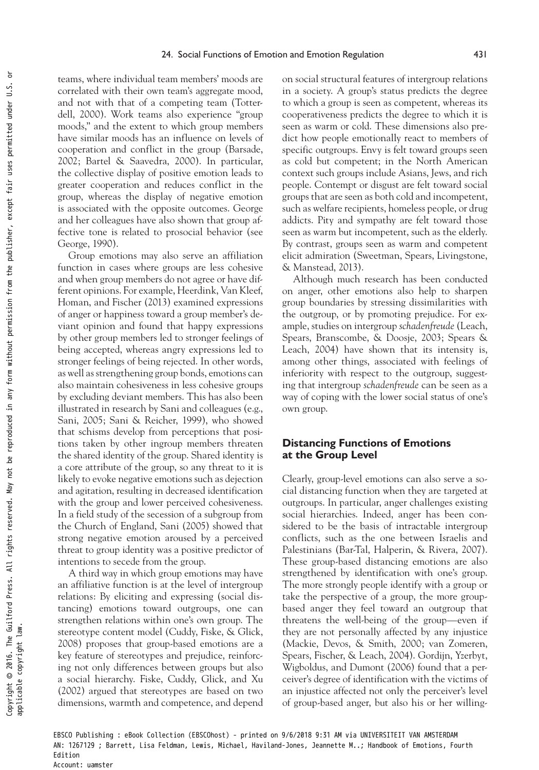teams, where individual team members' moods are correlated with their own team's aggregate mood, and not with that of a competing team (Totterdell, 2000). Work teams also experience "group moods," and the extent to which group members have similar moods has an influence on levels of cooperation and conflict in the group (Barsade, 2002; Bartel & Saavedra, 2000). In particular, the collective display of positive emotion leads to greater cooperation and reduces conflict in the group, whereas the display of negative emotion is associated with the opposite outcomes. George and her colleagues have also shown that group affective tone is related to prosocial behavior (see George, 1990).

Group emotions may also serve an affiliation function in cases where groups are less cohesive and when group members do not agree or have different opinions. For example, Heerdink, Van Kleef, Homan, and Fischer (2013) examined expressions of anger or happiness toward a group member's deviant opinion and found that happy expressions by other group members led to stronger feelings of being accepted, whereas angry expressions led to stronger feelings of being rejected. In other words, as well as strengthening group bonds, emotions can also maintain cohesiveness in less cohesive groups by excluding deviant members. This has also been illustrated in research by Sani and colleagues (e.g., Sani, 2005; Sani & Reicher, 1999), who showed that schisms develop from perceptions that positions taken by other ingroup members threaten the shared identity of the group. Shared identity is a core attribute of the group, so any threat to it is likely to evoke negative emotions such as dejection and agitation, resulting in decreased identification with the group and lower perceived cohesiveness. In a field study of the secession of a subgroup from the Church of England, Sani (2005) showed that strong negative emotion aroused by a perceived threat to group identity was a positive predictor of intentions to secede from the group.

A third way in which group emotions may have an affiliative function is at the level of intergroup relations: By eliciting and expressing (social distancing) emotions toward outgroups, one can strengthen relations within one's own group. The stereotype content model (Cuddy, Fiske, & Glick, 2008) proposes that group-based emotions are a key feature of stereotypes and prejudice, reinforcing not only differences between groups but also a social hierarchy. Fiske, Cuddy, Glick, and Xu (2002) argued that stereotypes are based on two dimensions, warmth and competence, and depend on social structural features of intergroup relations in a society. A group's status predicts the degree to which a group is seen as competent, whereas its cooperativeness predicts the degree to which it is seen as warm or cold. These dimensions also predict how people emotionally react to members of specific outgroups. Envy is felt toward groups seen as cold but competent; in the North American context such groups include Asians, Jews, and rich people. Contempt or disgust are felt toward social groups that are seen as both cold and incompetent, such as welfare recipients, homeless people, or drug addicts. Pity and sympathy are felt toward those seen as warm but incompetent, such as the elderly. By contrast, groups seen as warm and competent elicit admiration (Sweetman, Spears, Livingstone, & Manstead, 2013).

Although much research has been conducted on anger, other emotions also help to sharpen group boundaries by stressing dissimilarities with the outgroup, or by promoting prejudice. For example, studies on intergroup *schadenfreude* (Leach, Spears, Branscombe, & Doosje, 2003; Spears & Leach, 2004) have shown that its intensity is, among other things, associated with feelings of inferiority with respect to the outgroup, suggesting that intergroup *schadenfreude* can be seen as a way of coping with the lower social status of one's own group.

## Distancing Functions of Emotions at the Group Level

Clearly, group-level emotions can also serve a social distancing function when they are targeted at outgroups. In particular, anger challenges existing social hierarchies. Indeed, anger has been considered to be the basis of intractable intergroup conflicts, such as the one between Israelis and Palestinians (Bar-Tal, Halperin, & Rivera, 2007). These group-based distancing emotions are also strengthened by identification with one's group. The more strongly people identify with a group or take the perspective of a group, the more group-based anger they feel toward an outgroup that threatens the well-being of the group—even if they are not personally affected by any injustice (Mackie, Devos, & Smith, 2000; van Zomeren, Spears, Fischer, & Leach, 2004). Gordijn, Yzerbyt, Wigboldus, and Dumont (2006) found that a perceiver's degree of identification with the victims of an injustice affected not only the perceiver's level of group-based anger, but also his or her willing-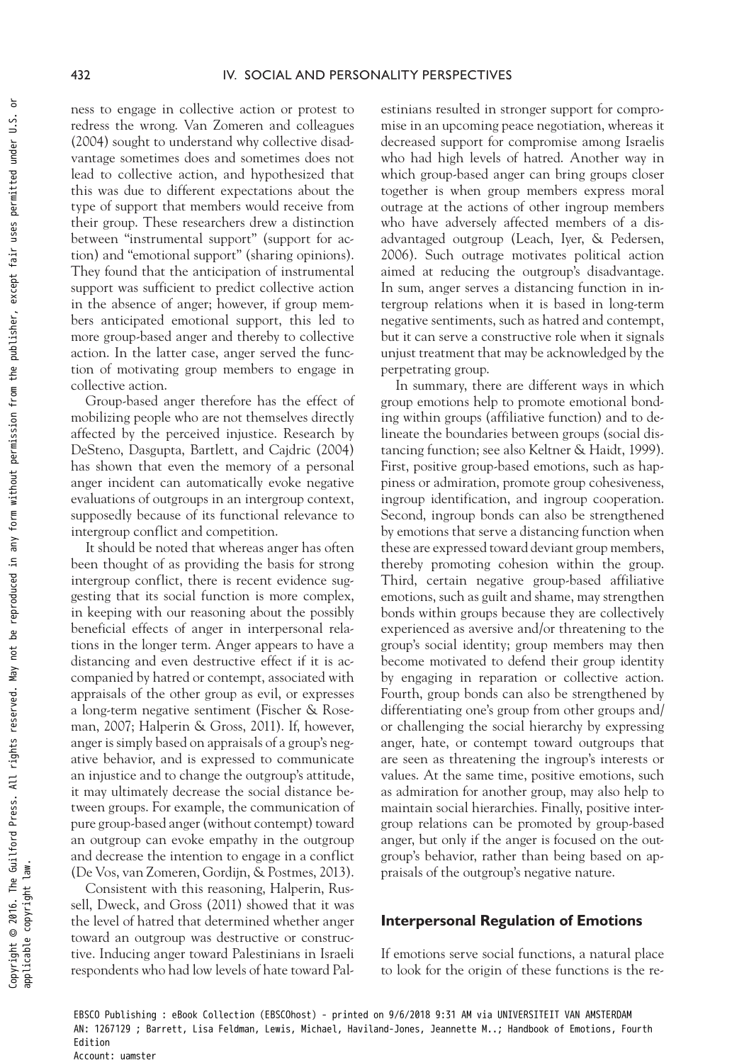ness to engage in collective action or protest to redress the wrong. Van Zomeren and colleagues (2004) sought to understand why collective disadvantage sometimes does and sometimes does not lead to collective action, and hypothesized that this was due to different expectations about the type of support that members would receive from their group. These researchers drew a distinction between "instrumental support" (support for action) and "emotional support" (sharing opinions). They found that the anticipation of instrumental support was sufficient to predict collective action in the absence of anger; however, if group members anticipated emotional support, this led to more group-based anger and thereby to collective action. In the latter case, anger served the function of motivating group members to engage in collective action.

Group-based anger therefore has the effect of mobilizing people who are not themselves directly affected by the perceived injustice. Research by DeSteno, Dasgupta, Bartlett, and Cajdric (2004) has shown that even the memory of a personal anger incident can automatically evoke negative evaluations of outgroups in an intergroup context, supposedly because of its functional relevance to intergroup conflict and competition.

It should be noted that whereas anger has often been thought of as providing the basis for strong intergroup conflict, there is recent evidence suggesting that its social function is more complex, in keeping with our reasoning about the possibly beneficial effects of anger in interpersonal relations in the longer term. Anger appears to have a distancing and even destructive effect if it is accompanied by hatred or contempt, associated with appraisals of the other group as evil, or expresses a long-term negative sentiment (Fischer & Roseman, 2007; Halperin & Gross, 2011). If, however, anger is simply based on appraisals of a group's negative behavior, and is expressed to communicate an injustice and to change the outgroup's attitude, it may ultimately decrease the social distance between groups. For example, the communication of pure group-based anger (without contempt) toward an outgroup can evoke empathy in the outgroup and decrease the intention to engage in a conflict (De Vos, van Zomeren, Gordijn, & Postmes, 2013).

Consistent with this reasoning, Halperin, Russell, Dweck, and Gross (2011) showed that it was the level of hatred that determined whether anger toward an outgroup was destructive or constructive. Inducing anger toward Palestinians in Israeli respondents who had low levels of hate toward Palestinians resulted in stronger support for compromise in an upcoming peace negotiation, whereas it decreased support for compromise among Israelis who had high levels of hatred. Another way in which group-based anger can bring groups closer together is when group members express moral outrage at the actions of other ingroup members who have adversely affected members of a disadvantaged outgroup (Leach, Iyer, & Pedersen, 2006). Such outrage motivates political action aimed at reducing the outgroup's disadvantage. In sum, anger serves a distancing function in intergroup relations when it is based in long-term negative sentiments, such as hatred and contempt, but it can serve a constructive role when it signals unjust treatment that may be acknowledged by the perpetrating group.

In summary, there are different ways in which group emotions help to promote emotional bonding within groups (affiliative function) and to delineate the boundaries between groups (social distancing function; see also Keltner & Haidt, 1999). First, positive group-based emotions, such as happiness or admiration, promote group cohesiveness, ingroup identification, and ingroup cooperation. Second, ingroup bonds can also be strengthened by emotions that serve a distancing function when these are expressed toward deviant group members, thereby promoting cohesion within the group. Third, certain negative group-based affiliative emotions, such as guilt and shame, may strengthen bonds within groups because they are collectively experienced as aversive and/or threatening to the group's social identity; group members may then become motivated to defend their group identity by engaging in reparation or collective action. Fourth, group bonds can also be strengthened by differentiating one's group from other groups and/or challenging the social hierarchy by expressing anger, hate, or contempt toward outgroups that are seen as threatening the ingroup's interests or values. At the same time, positive emotions, such as admiration for another group, may also help to maintain social hierarchies. Finally, positive intergroup relations can be promoted by group-based anger, but only if the anger is focused on the outgroup's behavior, rather than being based on appraisals of the outgroup's negative nature.

## Interpersonal Regulation of Emotions

If emotions serve social functions, a natural place to look for the origin of these functions is the re-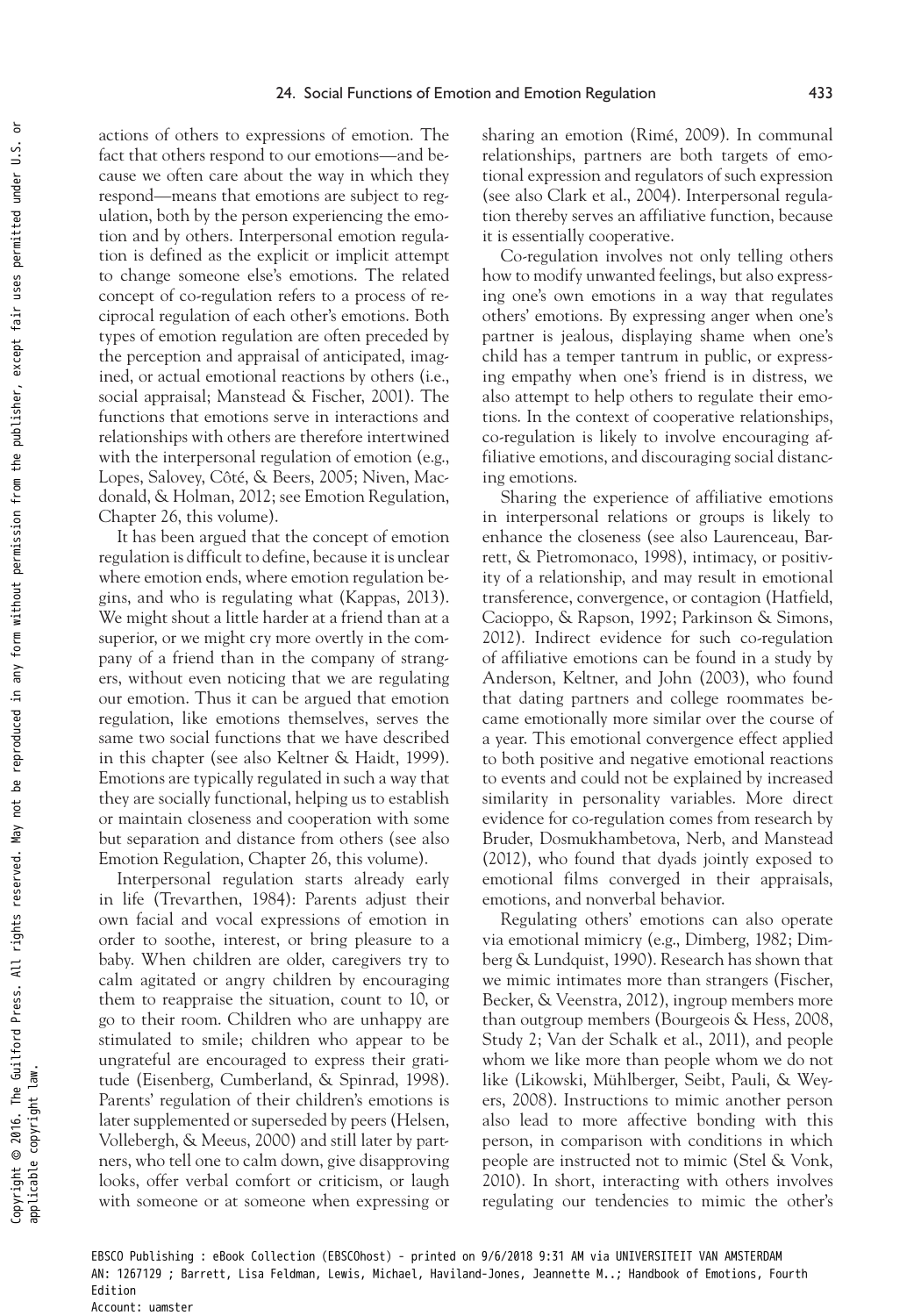actions of others to expressions of emotion. The fact that others respond to our emotions—and because we often care about the way in which they respond—means that emotions are subject to regulation, both by the person experiencing the emotion and by others. Interpersonal emotion regulation is defined as the explicit or implicit attempt to change someone else's emotions. The related concept of co-regulation refers to a process of reciprocal regulation of each other's emotions. Both types of emotion regulation are often preceded by the perception and appraisal of anticipated, imagined, or actual emotional reactions by others (i.e., social appraisal; Manstead & Fischer, 2001). The functions that emotions serve in interactions and relationships with others are therefore intertwined with the interpersonal regulation of emotion (e.g., Lopes, Salovey, Côté, & Beers, 2005; Niven, Macdonald, & Holman, 2012; see Emotion Regulation, Chapter 26, this volume).

It has been argued that the concept of emotion regulation is difficult to define, because it is unclear where emotion ends, where emotion regulation begins, and who is regulating what (Kappas, 2013). We might shout a little harder at a friend than at a superior, or we might cry more overtly in the company of a friend than in the company of strangers, without even noticing that we are regulating our emotion. Thus it can be argued that emotion regulation, like emotions themselves, serves the same two social functions that we have described in this chapter (see also Keltner & Haidt, 1999). Emotions are typically regulated in such a way that they are socially functional, helping us to establish or maintain closeness and cooperation with some but separation and distance from others (see also Emotion Regulation, Chapter 26, this volume).

Interpersonal regulation starts already early in life (Trevarthen, 1984): Parents adjust their own facial and vocal expressions of emotion in order to soothe, interest, or bring pleasure to a baby. When children are older, caregivers try to calm agitated or angry children by encouraging them to reappraise the situation, count to 10, or go to their room. Children who are unhappy are stimulated to smile; children who appear to be ungrateful are encouraged to express their gratitude (Eisenberg, Cumberland, & Spinrad, 1998). Parents' regulation of their children's emotions is later supplemented or superseded by peers (Helsen, Vollebergh, & Meeus, 2000) and still later by partners, who tell one to calm down, give disapproving looks, offer verbal comfort or criticism, or laugh with someone or at someone when expressing or sharing an emotion (Rimé, 2009). In communal relationships, partners are both targets of emotional expression and regulators of such expression (see also Clark et al., 2004). Interpersonal regulation thereby serves an affiliative function, because it is essentially cooperative.

Co-regulation involves not only telling others how to modify unwanted feelings, but also expressing one's own emotions in a way that regulates others' emotions. By expressing anger when one's partner is jealous, displaying shame when one's child has a temper tantrum in public, or expressing empathy when one's friend is in distress, we also attempt to help others to regulate their emotions. In the context of cooperative relationships, co-regulation is likely to involve encouraging affiliative emotions, and discouraging social distancing emotions.

Sharing the experience of affiliative emotions in interpersonal relations or groups is likely to enhance the closeness (see also Laurenceau, Barrett, & Pietromonaco, 1998), intimacy, or positivity of a relationship, and may result in emotional transference, convergence, or contagion (Hatfield, Cacioppo, & Rapson, 1992; Parkinson & Simons, 2012). Indirect evidence for such co-regulation of affiliative emotions can be found in a study by Anderson, Keltner, and John (2003), who found that dating partners and college roommates became emotionally more similar over the course of a year. This emotional convergence effect applied to both positive and negative emotional reactions to events and could not be explained by increased similarity in personality variables. More direct evidence for co-regulation comes from research by Bruder, Dosmukhambetova, Nerb, and Manstead (2012), who found that dyads jointly exposed to emotional films converged in their appraisals, emotions, and nonverbal behavior.

Regulating others' emotions can also operate via emotional mimicry (e.g., Dimberg, 1982; Dimberg & Lundquist, 1990). Research has shown that we mimic intimates more than strangers (Fischer, Becker, & Veenstra, 2012), ingroup members more than outgroup members (Bourgeois & Hess, 2008, Study 2; Van der Schalk et al., 2011), and people whom we like more than people whom we do not like (Likowski, Mühlberger, Seibt, Pauli, & Weyers, 2008). Instructions to mimic another person also lead to more affective bonding with this person, in comparison with conditions in which people are instructed not to mimic (Stel & Vonk, 2010). In short, interacting with others involves regulating our tendencies to mimic the other's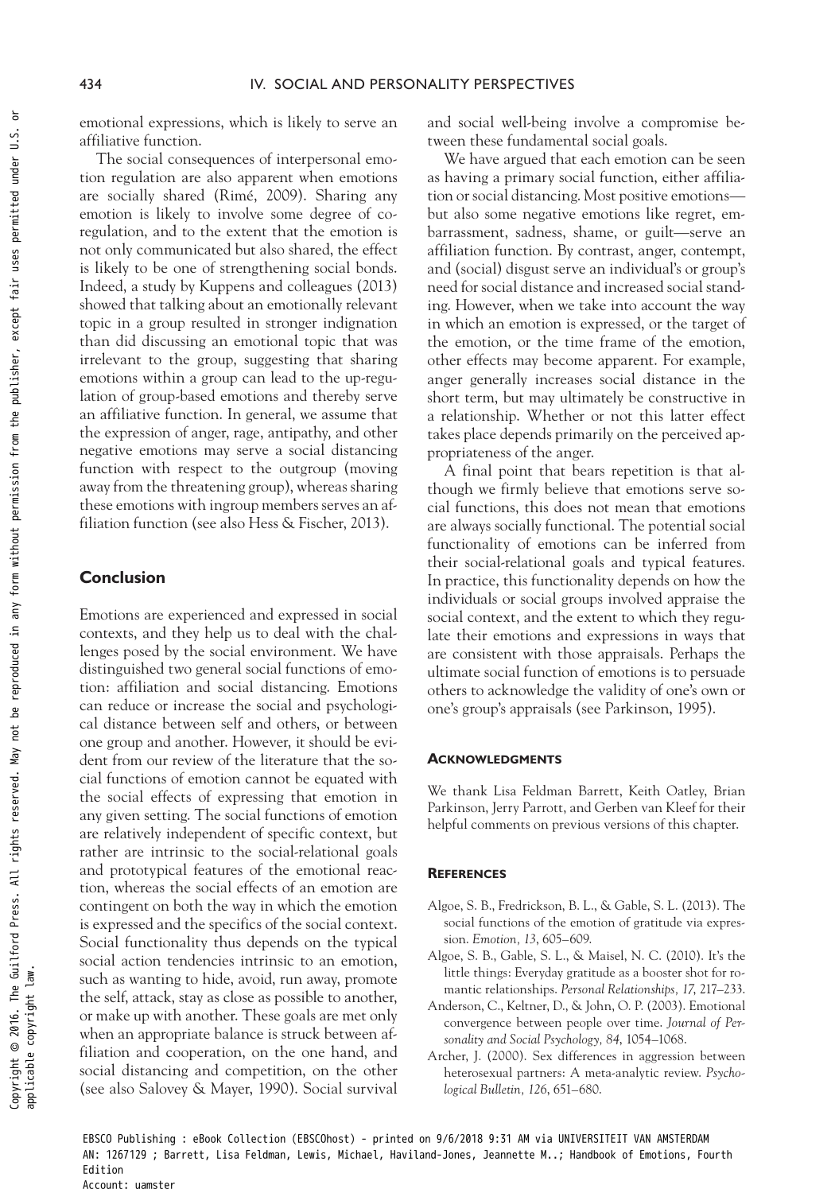emotional expressions, which is likely to serve an affiliative function.

The social consequences of interpersonal emotion regulation are also apparent when emotions are socially shared (Rimé, 2009). Sharing any emotion is likely to involve some degree of co-regulation, and to the extent that the emotion is not only communicated but also shared, the effect is likely to be one of strengthening social bonds. Indeed, a study by Kuppens and colleagues (2013) showed that talking about an emotionally relevant topic in a group resulted in stronger indignation than did discussing an emotional topic that was irrelevant to the group, suggesting that sharing emotions within a group can lead to the up-regulation of group-based emotions and thereby serve an affiliative function. In general, we assume that the expression of anger, rage, antipathy, and other negative emotions may serve a social distancing function with respect to the outgroup (moving away from the threatening group), whereas sharing these emotions with ingroup members serves an affiliation function (see also Hess & Fischer, 2013).

## Conclusion

Emotions are experienced and expressed in social contexts, and they help us to deal with the challenges posed by the social environment. We have distinguished two general social functions of emotion: affiliation and social distancing. Emotions can reduce or increase the social and psychological distance between self and others, or between one group and another. However, it should be evident from our review of the literature that the social functions of emotion cannot be equated with the social effects of expressing that emotion in any given setting. The social functions of emotion are relatively independent of specific context, but rather are intrinsic to the social-relational goals and prototypical features of the emotional reaction, whereas the social effects of an emotion are contingent on both the way in which the emotion is expressed and the specifics of the social context. Social functionality thus depends on the typical social action tendencies intrinsic to an emotion, such as wanting to hide, avoid, run away, promote the self, attack, stay as close as possible to another, or make up with another. These goals are met only when an appropriate balance is struck between affiliation and cooperation, on the one hand, and social distancing and competition, on the other (see also Salovey & Mayer, 1990). Social survival and social well-being involve a compromise between these fundamental social goals.

We have argued that each emotion can be seen as having a primary social function, either affiliation or social distancing. Most positive emotions—but also some negative emotions like regret, embarrassment, sadness, shame, or guilt—serve an affiliation function. By contrast, anger, contempt, and (social) disgust serve an individual's or group's need for social distance and increased social standing. However, when we take into account the way in which an emotion is expressed, or the target of the emotion, or the time frame of the emotion, other effects may become apparent. For example, anger generally increases social distance in the short term, but may ultimately be constructive in a relationship. Whether or not this latter effect takes place depends primarily on the perceived appropriateness of the anger.

A final point that bears repetition is that although we firmly believe that emotions serve social functions, this does not mean that emotions are always socially functional. The potential social functionality of emotions can be inferred from their social-relational goals and typical features. In practice, this functionality depends on how the individuals or social groups involved appraise the social context, and the extent to which they regulate their emotions and expressions in ways that are consistent with those appraisals. Perhaps the ultimate social function of emotions is to persuade others to acknowledge the validity of one's own or one's group's appraisals (see Parkinson, 1995).

### Acknowledgments

We thank Lisa Feldman Barrett, Keith Oatley, Brian Parkinson, Jerry Parrott, and Gerben van Kleef for their helpful comments on previous versions of this chapter.

### References

Algoe, S. B., Fredrickson, B. L., & Gable, S. L. (2013). The social functions of the emotion of gratitude via expression. *Emotion, 13*, 605–609.

Algoe, S. B., Gable, S. L., & Maisel, N. C. (2010). It's the little things: Everyday gratitude as a booster shot for romantic relationships. *Personal Relationships, 17*, 217–233.

Anderson, C., Keltner, D., & John, O. P. (2003). Emotional convergence between people over time. *Journal of Personality and Social Psychology, 84*, 1054–1068.

Archer, J. (2000). Sex differences in aggression between heterosexual partners: A meta-analytic review. *Psychological Bulletin, 126*, 651–680.